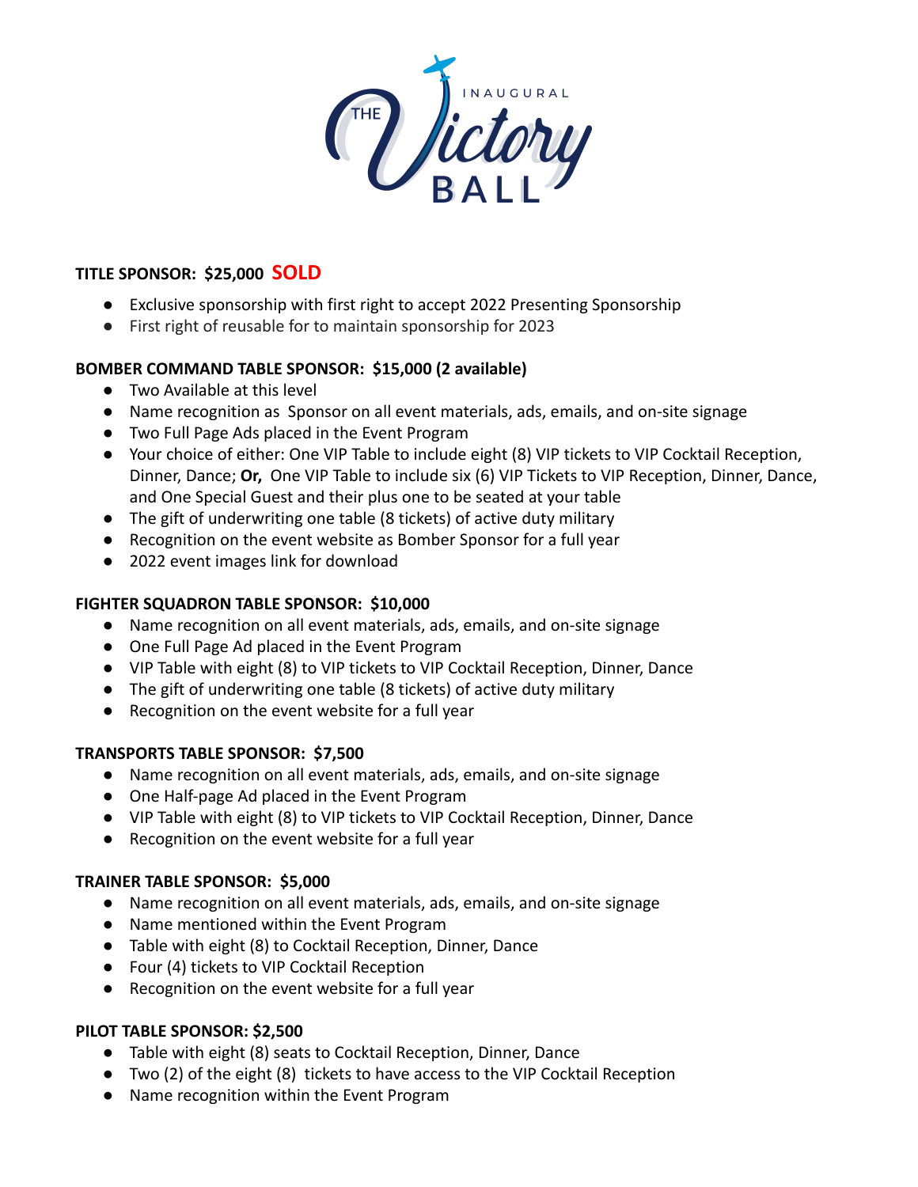# THE INAUGURAL Victory BALL

**TITLE SPONSOR: $25,000 SOLD**

- Exclusive sponsorship with first right to accept 2022 Presenting Sponsorship
- First right of reusable for to maintain sponsorship for 2023

**BOMBER COMMAND TABLE SPONSOR: $15,000 (2 available)**

- Two Available at this level
- Name recognition as Sponsor on all event materials, ads, emails, and on-site signage
- Two Full Page Ads placed in the Event Program
- Your choice of either: One VIP Table to include eight (8) VIP tickets to VIP Cocktail Reception, Dinner, Dance; **Or,** One VIP Table to include six (6) VIP Tickets to VIP Reception, Dinner, Dance, and One Special Guest and their plus one to be seated at your table
- The gift of underwriting one table (8 tickets) of active duty military
- Recognition on the event website as Bomber Sponsor for a full year
- 2022 event images link for download

**FIGHTER SQUADRON TABLE SPONSOR: $10,000**

- Name recognition on all event materials, ads, emails, and on-site signage
- One Full Page Ad placed in the Event Program
- VIP Table with eight (8) to VIP tickets to VIP Cocktail Reception, Dinner, Dance
- The gift of underwriting one table (8 tickets) of active duty military
- Recognition on the event website for a full year

**TRANSPORTS TABLE SPONSOR: $7,500**

- Name recognition on all event materials, ads, emails, and on-site signage
- One Half-page Ad placed in the Event Program
- VIP Table with eight (8) to VIP tickets to VIP Cocktail Reception, Dinner, Dance
- Recognition on the event website for a full year

**TRAINER TABLE SPONSOR: $5,000**

- Name recognition on all event materials, ads, emails, and on-site signage
- Name mentioned within the Event Program
- Table with eight (8) to Cocktail Reception, Dinner, Dance
- Four (4) tickets to VIP Cocktail Reception
- Recognition on the event website for a full year

**PILOT TABLE SPONSOR: $2,500**

- Table with eight (8) seats to Cocktail Reception, Dinner, Dance
- Two (2) of the eight (8) tickets to have access to the VIP Cocktail Reception
- Name recognition within the Event Program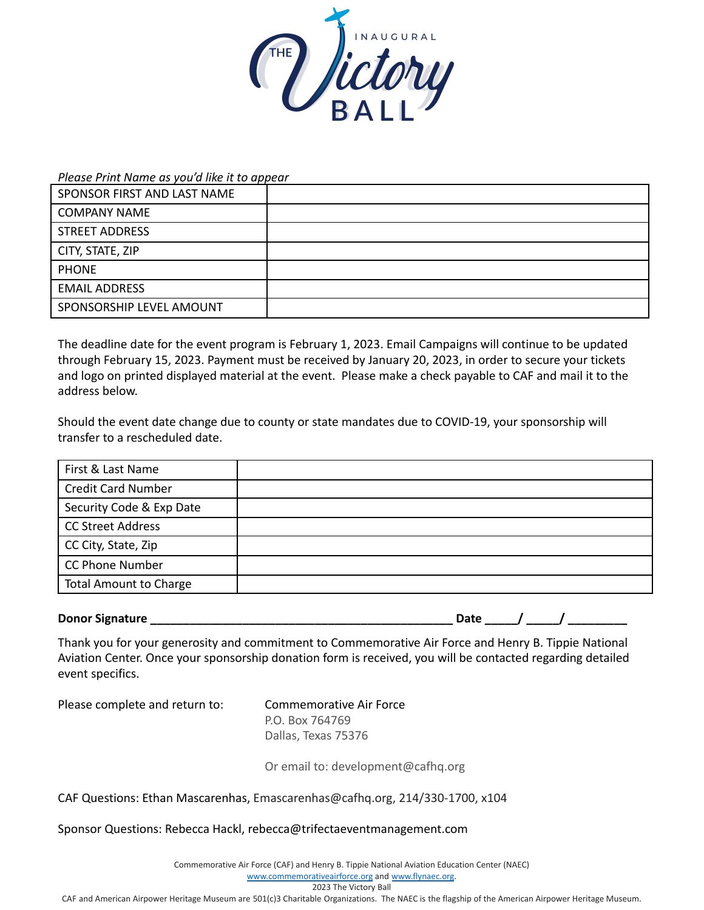# THE INAUGURAL Victory BALL

*Please Print Name as you'd like it to appear*

| | |
|---|---|
| SPONSOR FIRST AND LAST NAME | |
| COMPANY NAME | |
| STREET ADDRESS | |
| CITY, STATE, ZIP | |
| PHONE | |
| EMAIL ADDRESS | |
| SPONSORSHIP LEVEL AMOUNT | |

The deadline date for the event program is February 1, 2023. Email Campaigns will continue to be updated through February 15, 2023. Payment must be received by January 20, 2023, in order to secure your tickets and logo on printed displayed material at the event. Please make a check payable to CAF and mail it to the address below.

Should the event date change due to county or state mandates due to COVID-19, your sponsorship will transfer to a rescheduled date.

| | |
|---|---|
| First & Last Name | |
| Credit Card Number | |
| Security Code & Exp Date | |
| CC Street Address | |
| CC City, State, Zip | |
| CC Phone Number | |
| Total Amount to Charge | |

**Donor Signature ________________________________________________ Date _____/ _____/ _________**

Thank you for your generosity and commitment to Commemorative Air Force and Henry B. Tippie National Aviation Center. Once your sponsorship donation form is received, you will be contacted regarding detailed event specifics.

Please complete and return to:

Commemorative Air Force
P.O. Box 764769
Dallas, Texas 75376

Or email to: development@cafhq.org

CAF Questions: Ethan Mascarenhas, Emascarenhas@cafhq.org, 214/330-1700, x104

Sponsor Questions: Rebecca Hackl, rebecca@trifectaeventmanagement.com

Commemorative Air Force (CAF) and Henry B. Tippie National Aviation Education Center (NAEC)
www.commemorativeairforce.org and www.flynaec.org.
2023 The Victory Ball
CAF and American Airpower Heritage Museum are 501(c)3 Charitable Organizations. The NAEC is the flagship of the American Airpower Heritage Museum.